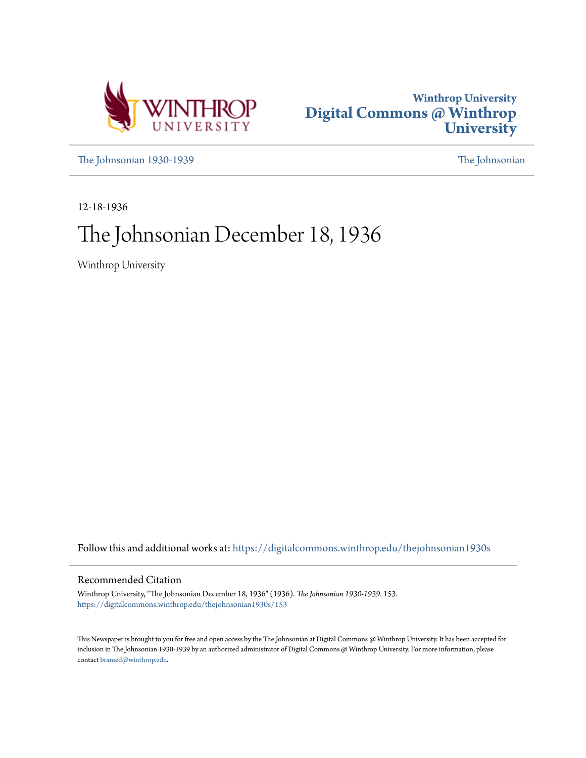Winthrop University
# Digital Commons @ Winthrop University

The Johnsonian 1930-1939 The Johnsonian

12-18-1936

# The Johnsonian December 18, 1936

Winthrop University

Follow this and additional works at: https://digitalcommons.winthrop.edu/thejohnsonian1930s

## Recommended Citation

Winthrop University, "The Johnsonian December 18, 1936" (1936). *The Johnsonian 1930-1939*. 153.
https://digitalcommons.winthrop.edu/thejohnsonian1930s/153

This Newspaper is brought to you for free and open access by the The Johnsonian at Digital Commons @ Winthrop University. It has been accepted for inclusion in The Johnsonian 1930-1939 by an authorized administrator of Digital Commons @ Winthrop University. For more information, please contact bramed@winthrop.edu.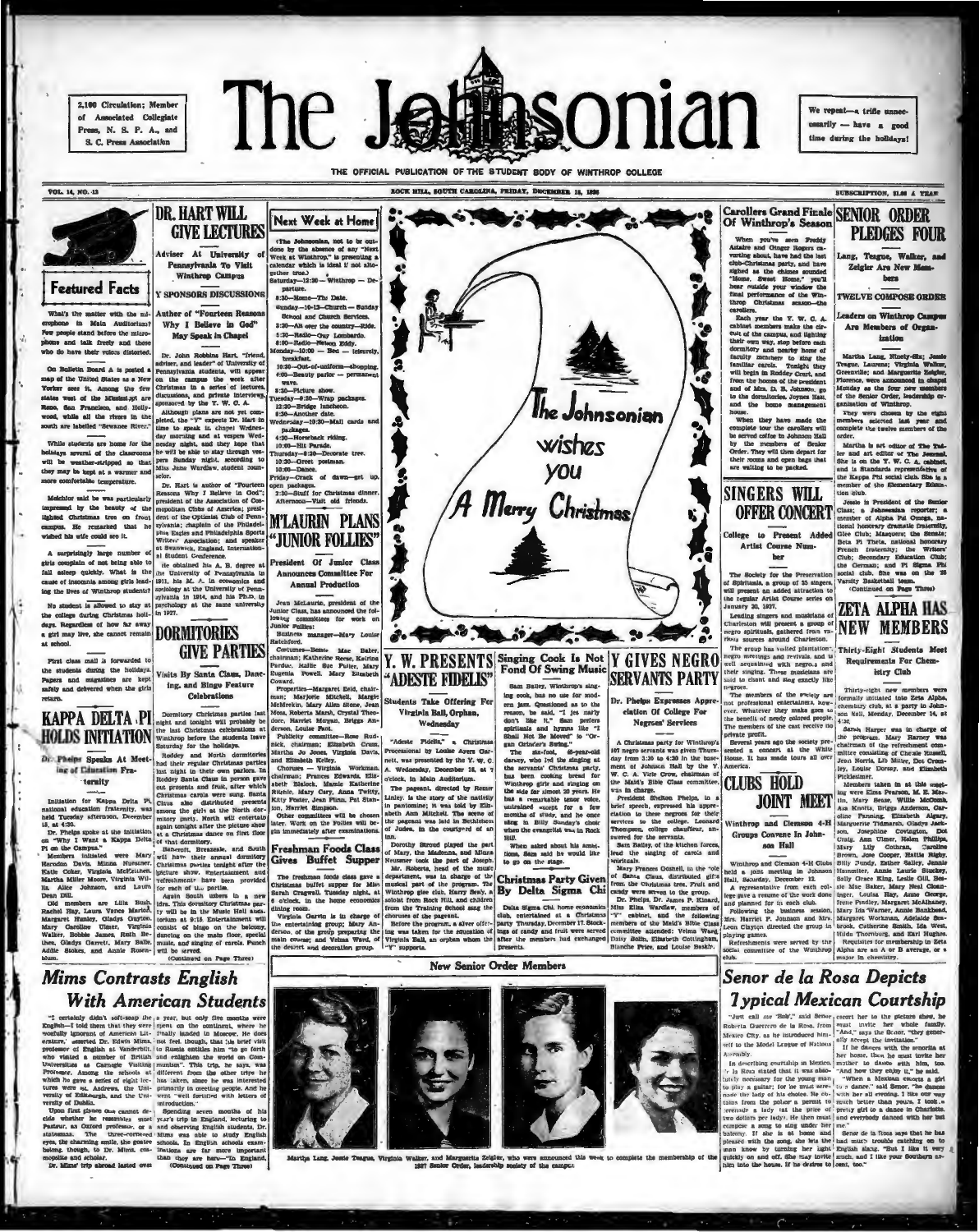2,100 Circulation; Member of Associated Collegiate Press, N. S. P. A., and S. C. Press Association

# The Johnsonian

We repeat—a trifle unnecessarily — have a good time during the holidays!

THE OFFICIAL PUBLICATION OF THE STUDENT BODY OF WINTHROP COLLEGE

VOL. 14, NO. 13 — ROCK HILL, SOUTH CAROLINA, FRIDAY, DECEMBER 18, 1936 — SUBSCRIPTION, $1.00 A YEAR

## Featured Facts

What's the matter with the microphone in Main Auditorium? Few people stand before the microphone and talk freely and those who do have their voices distorted.

On Bulletin Board A is posted a map of the United States as a New Yorker sees it. Among the few states west of the Mississippi are Reno, San Francisco, and Hollywood, while all the rivers in the south are labelled "Swanee River."

While students are home for the holidays several of the classrooms will be weather-stripped so that they may be kept at a warmer and more comfortable temperature.

Melchior said he was particularly impressed by the beauty of the lighted Christmas tree on front campus. He remarked that he wished his wife could see it.

A surprisingly large number of girls complain of not being able to fall asleep quickly. What is the cause of insomnia among girls leading the lives of Winthrop students?

No student is allowed to stay at the college during Christmas holidays. Regardless of how far away a girl may live, she cannot remain at school.

First class mail is forwarded to the students during the holidays. Papers and magazines are kept safely and delivered when the girls return.

## KAPPA DELTA PI HOLDS INITIATION

Dr. Phelps Speaks At Meeting of Education Fraternity

Initiation for Kappa Delta Pi, national education fraternity, was held Tuesday afternoon, December 15, at 4:30.

Dr. Phelps spoke at the initiation on "Why I Went a Kappa Delta Pi on the Campus."

Members initiated were Mary Herndon Davis, Minna Nuessner, Katie Coker, Virginia McEachern, Martha Miller Moore, Virginia Willis, Alice Johnson, and Laura Dean Hill.

Old members are Lillie Bush, Rachel Hay, Laura Vance Marion, Margaret Hanley, Gladys Crayton, Mary Caroline Ulmer, Virginia Walker, Bobbie James, Ruth Bethea, Gladys Garrett, Mary Balle, Addie Stokes, and Annie Rosenblum.

## DR. HART WILL GIVE LECTURES

Adviser At University of Pennsylvania To Visit Winthrop Campus

### Y SPONSORS DISCUSSIONS

Author of "Fourteen Reasons Why I Believe in God" May Speak in Chapel

Dr. John Robbins Hart, "friend, adviser, and leader" of University of Pennsylvania students, will appear on the campus the week after Christmas in a series of lectures, discussions, and private interviews, sponsored by the Y. W. C. A.

Although plans are not yet completed, the "Y" expects Dr. Hart in time to speak in chapel Wednesday morning and at vespers Wednesday night, and they hope that he will be able to stay through vespers Sunday night, according to Miss Jane Wardlaw, student counselor.

Dr. Hart is author of "Fourteen Reasons Why I Believe in God"; president of the Association of Cosmopolitan Clubs of America; president of the Optimist Club of Pennsylvania; chaplain of the Philadelphia Eagles and Philadelphia Sports Writers' Association; and speaker at Swanwick, England, International Student Conference.

He obtained his A. B. degree at the University of Pennsylvania in 1911, his M. A. in economics and sociology at the University of Pennsylvania in 1914, and his Ph.D. in psychology at the same university in 1927.

## DORMITORIES GIVE PARTIES

Visits By Santa Claus, Dancing, and Bingo Feature Celebrations

Dormitory Christmas parties last night and tonight will probably be the last Christmas celebrations at Winthrop before the students leave Saturday for the holidays.

Roddey and North dormitories had their regular Christmas parties last night in their own parlors. In Roddey Santa Claus in person gave out presents and fruit, after which Christmas carols were sung. Santa Claus also distributed presents among the girls at the North dormitory party. North will entertain again tonight after the picture show at a Christmas dance on first floor of that dormitory.

Bancroft, Breazeale, and South will have their annual dormitory Christmas parties tonight after the picture show. Entertainment and refreshments have been provided for each of the parties.

Again South ushers in a new idea. This dormitory Christmas party will be in the Music Hall auditorium at 9:15. Entertainment will consist of bingo on the balcony, dancing on the main floor, special music, and singing of carols. Punch will be served.

(Continued on Page Three)

## Next Week at Home

(The Johnsonian, not to be outdone by the absence of any "Next Week at Winthrop," is presenting a calendar which is ideal if not altogether true.)

Saturday—12:30 — Winthrop — Departure.
8:30—Home—The Date.
Sunday—10-12—Church — Sunday School and Church Services.
3:30—All over the country—Ride.
5:30—Radio—Guy Lombardo.
8:00—Radio—Nelson Eddy.
Monday—10:00 — Bed — leisurely, breakfast.
10:30—Out-of-uniform—shopping.
4:00—Beauty parlor — permanent wave.
8:30—Picture show.
Tuesday—9:30—Wrap packages.
12:30—Bridge luncheon.
8:30—Another date.
Wednesday—10:30—Mail cards and packages.
4:30—Horseback riding.
10:00—Hit Parade.
Thursday—9:30—Decorate tree.
10:30—Greet postman.
10:00—Dance.
Friday—Crack of dawn—get up, open packages.
2:30—Stuff for Christmas dinner. Afternoon—Visit old friends.

## M'LAURIN PLANS "JUNIOR FOLLIES"

President Of Junior Class Announces Committee For Annual Production

Jean McLaurin, president of the Junior Class, has announced the following committees for work on Junior Follies:

Business manager—Mary Louise Rainsford.

Costumes—Bessie Mae Baker, chairman; Katherine Reese, Katrina Purdue, Hallie Sue Fuller, Mary Eugenia Powell, Mary Elizabeth Coward.

Properties—Margaret Reid, chairman; Marjorie Mitchell, Margie McMeekin, Mary Allen Stone, Jean Moss, Roberta Marsh, Crystal Theodore, Harriet Morgan, Briggs Anderson, Louise Fant.

Publicity committee—Rose Rudnick, chairman; Elizabeth Crum, Martha Jo Jones, Virginia Davis, and Elizabeth Kelley.

Chorus — Virginia Workman, chairman; Frances Edwards, Elizabeth Blalock, Mamie Katherine Hatch, Mary Cary, Anna Twitty, Kitty Foster, Jean Flinn, Pat Stanton, Harriet Simpson.

Other committees will be chosen later. Work on the Follies will begin immediately after examinations.

## Freshman Foods Class Gives Buffet Supper

The freshman foods class gave a Christmas buffet supper for Miss Sarah Cragwall Tuesday night, at 6 o'clock, in the home economics dining room.

Virginia Curtis is in charge of the entertaining group; Mary Anderson, of the group preparing the main course; and Velma Ward, of the dessert and decoration group.

The Johnsonian wishes you A Merry Christmas

## Y. W. PRESENTS "ADESTE FIDELIS"

Students Take Offering For Virginia Ball, Orphan, Wednesday

"Adeste Fidelis," a Christmas Processional by Louise Ayers Garnett, was presented by the Y. W. C. A. Wednesday, December 16, at 7 o'clock, in Main Auditorium.

The pageant, directed by Renee Linley, is the story of the nativity in pantomime; it was told by Elizabeth Ann Mitchell. The scene of the pageant was laid in Bethlehem of Judea, in the courtyard of an inn.

Dorothy Stroud played the part of Mary, the Madonna, and Minna Nuessner took the part of Joseph.

Mr. Roberts, head of the music department, was in charge of the musical part of the program. The Winthrop glee club, Harry Beely, a soloist from Rock Hill, and children from the Training School sang the choruses of the pageant.

Before the program, a silver offering was taken for the education of Virginia Ball, an orphan whom the "Y" supports.

## Singing Cook Is Not Fond Of Swing Music

Sam Bailey, Winthrop's singing cook, has no use for modern jazz. Questioned as to the reason, he said, "I jes na'ly don't like it." Sam prefers spirituals and hymns like "I Shall Not Be Moved" to "Organ Grinder's Swing."

The six-foot, 46-year-old darkey, who led the singing at the servants' Christmas party, has been cooking bread for Winthrop girls and singing on the side for almost 20 years. He has a remarkable tenor voice, untrained except for a few months of study, and he once sang in Billy Sunday's choir when the evangelist was in Rock Hill.

When asked about his ambitions, Sam said he would like to go on the stage.

## Christmas Party Given By Delta Sigma Chi

Delta Sigma Chi home economics club, entertained at a Christmas party Thursday, December 17. Stockings of candy and fruit were served after the members had exchanged presents.

## Y GIVES NEGRO SERVANTS PARTY

Dr. Phelps Expresses Appreciation Of College For Negroes' Services

A Christmas party for Winthrop's 107 negro servants was given Thursday from 3:30 to 4:30 in the basement of Johnson Hall by the Y. W. C. A. Vira Crow, chairman of the Maid's Bible Class committee, was in charge.

President Shelton Phelps, in a brief speech, expressed his appreciation to these negroes for their services to the college. Leonard Thompson, college chauffeur, answered for the servants.

Sam Bailey, of the kitchen forces, lead the singing of carols and spirituals.

Mary Frances Gosnell, in the role of Santa Claus, distributed gifts from the Christmas tree. Fruit and candy were given to the group.

Dr. Phelps, Dr. James P. Kinard, Miss Eliza Wardlaw, members of "Y" cabinet, and the following members of the Maid's Bible Class committee attended: Velma Ward, Daisy Bolin, Elizabeth Cottingham, Blanche Price, and Louise Baskin.

## Carollers Grand Finale Of Winthrop's Season

When you've seen Freddy Astaire and Ginger Rogers cavorting about, have had the last club-Christmas party, and have sighed as the chimes sounded "Home, Sweet Home," you'll hear outside your window the final performance of the Winthrop Christmas season—the carolers.

Each year the Y. W. C. A. cabinet members make the circuit of the campus, and lighting their own way, stop before each dormitory and nearby home of faculty members to sing the familiar carols. Tonight they will begin in Roddey Court, and from the homes of the president and of Mrs. D. B. Johnson, go to the dormitories, Joynes Hall, and the home management house.

When they have made the complete tour the carolers will be served coffee in Johnson Hall by the members of Senior Order. They will then depart for their rooms and open bags that are waiting to be packed.

## SINGERS WILL OFFER CONCERT

College to Present Added Artist Course Number

The Society for the Preservation of Spirituals, a group of 25 singers, will present an added attraction to the regular Artist Course series on January 20, 1937.

Leading singers and musicians of Charleston will present a group of negro spirituals, gathered from various sources around Charleston.

The group has visited plantation negro meetings and revivals, and is well acquainted with negros and their singing. These musicians are said to chant and sing exactly like negroes.

The members of the society are not professional entertainers, however. Whatever they make goes to the benefit of needy colored people. The members of the cast receive no private profit.

Several years ago the society presented a concert at the White House. It has made tours all over America.

## CLUBS HOLD JOINT MEET

Winthrop and Clemson 4-H Groups Convene In Johnson Hall

Winthrop and Clemson 4-H Clubs held a joint meeting in Johnson Hall, Saturday, December 12.

A representative from each college gave a resume of the work done and planned for in each club.

Following the business session, Mrs. Harriet F. Johnson and Mrs. Leon Clayton directed the group in playing games.

Refreshments were served by the social committee of the Winthrop club.

## SENIOR ORDER PLEDGES FOUR

Lang, Teague, Walker, and Zeigler Are New Members

### TWELVE COMPOSE ORDER

Leaders on Winthrop Campus Are Members of Organization

Martha Lang, Ninety-Six; Jessie Teague, Laurens; Virginia Walker, Greenville; and Marguerite Zeigler, Florence, were announced in chapel Monday as the four new members of the Senior Order, leadership organization of Winthrop.

They were chosen by the eight members selected last year and complete the twelve members of the order.

Martha is art editor of The Tatler and art editor of The Journal. She is on the Y. W. C. A. cabinet, and is Standards representative of the Kappa Phi social club. She is a member of the Elementary Education club.

Jessie is President of the Senior Class; a Johnsonian reporter; a member of Alpha Psi Omega, national honorary dramatic fraternity, Glee Club; Masquers; the Senate; Beta Pi Theta, national honorary French fraternity; the Writers' Club; Secondary Education Club; the German; and Pi Sigma Phi social club. She was on the '35 Varsity Basketball team.

(Continued on Page Three)

## ZETA ALPHA HAS NEW MEMBERS

Thirty-Eight Students Meet Requirements For Chemistry Club

Thirty-eight new members were formally initiated into Zeta Alpha, chemistry club, at a party in Johnson Hall, Monday, December 14, at 4:30.

Sarah Harper was in charge of the program. Mary Harper was chairman of the refreshment committee consisting of Cherrie Russell, Jean Norris, Lib Miller, Dot Crossley, Leslie Dorsey, and Elizabeth Pickleisimer.

Members taken in at this meeting were Elise Pearson, M. E. Martin, Mary Beuse, Willie McComb, Asa Knotts, Briggs Anderson, Caroline Fanning, Elizabeth Algary, Marguerite Tidmarsh, Gladys Jackson, Josephine Covington, Dot Craig, Ann Ulmer, Helen Phillips, Mary Lily Cothran, Caroline Brown, Joe Cooper, Hattie Rigby, Billy Bundy, Esther Salley, Jennie Hammiller, Annie Laurie Stuckey, Sally Grace King, Leslie Gill, Bessie Mae Baker, Mary Neal Cleminger, Louise Hay, Anne George, Irene Findley, Margaret McAlhaney, Mary Ida Warner, Annie Bankhead, Margaret Workman, Adelaide Seabrook, Catherine Smith, Ida West, Hilda Thornburg, and Earl Hughes.

Requisites for membership in Zeta Alpha are an A or B average, or a major in chemistry.

## Mims Contrasts English With American Students

"I certainly didn't soft-soap the English—I told them that they were woefully ignorant of American Literature," asserted Dr. Edwin Mims, professor of English at Vanderbilt, who visited a number of British Universities as Carnegie Visiting Professor. Among the schools at which he gave a series of eight lectures were St. Andrews, the University of Edinburgh, and the University of Dublin.

Upon first glance one cannot decide whether he resembles most Pasteur, an Oxford professor, or a statesman. The three-cornered eyes, the charming smile, the goatee belong, though, to Dr. Mims, cosmopolite and scholar.

Dr. Mims' trip abroad lasted over a year, but only five months were spent on the continent, where he finally landed in Moscow. He does not feel, though, that his brief visit to Russia entitles him "to go forth and enlighten the world on Communism". This trip, he says, was different from the other trips he has taken, since he was interested primarily in meeting people. And he went "well fortified with letters of introduction."

Spending seven months of his year's trip in England, lecturing to and observing English students, Dr. Mims was able to study English schools. In English schools examinations are far more important than they are here—"In England,

(Continued on Page Three)

## New Senior Order Members

Martha Lang, Jessie Teague, Virginia Walker, and Marguerite Zeigler, who were announced this week to complete the membership of the 1937 Senior Order, leadership society of the campus.

## Senor de la Rosa Depicts Typical Mexican Courtship

"Just call me 'Bob'," said Senor Roberto Guerrero de la Rosa, from Mexico City, as he introduced himself to the Model League of Nations Assembly.

In describing courtship in Mexico, de la Rosa stated that it was absolutely necessary for the young man to play a guitar; for he must serenade the lady of his choice. He obtains from the police a permit to serenade a lady (at the price of two dollars per lady). He then must compose a song to sing under her balcony. If she is at home and pleased with the song, she lets the man know by turning her light quickly on and off. She may invite him into the house. If he desires to escort her to the picture show, he must invite her whole family. "And," says the Senor, "they generally accept the invitation."

If he dances with the senorita at her house, then he must invite her mother to dance with him, too. "And how they enjoy it," he said.

"When a Mexican escorts a girl to a dance," said Senor, "he dances with her all evening. I like our way much better than yours. I took a pretty girl to a dance in Charlotte, and everybody danced with her but me."

Senor de la Rosa says that he has had much trouble catching on to English slang. "But I like it very much, and I like your Southern accent, too."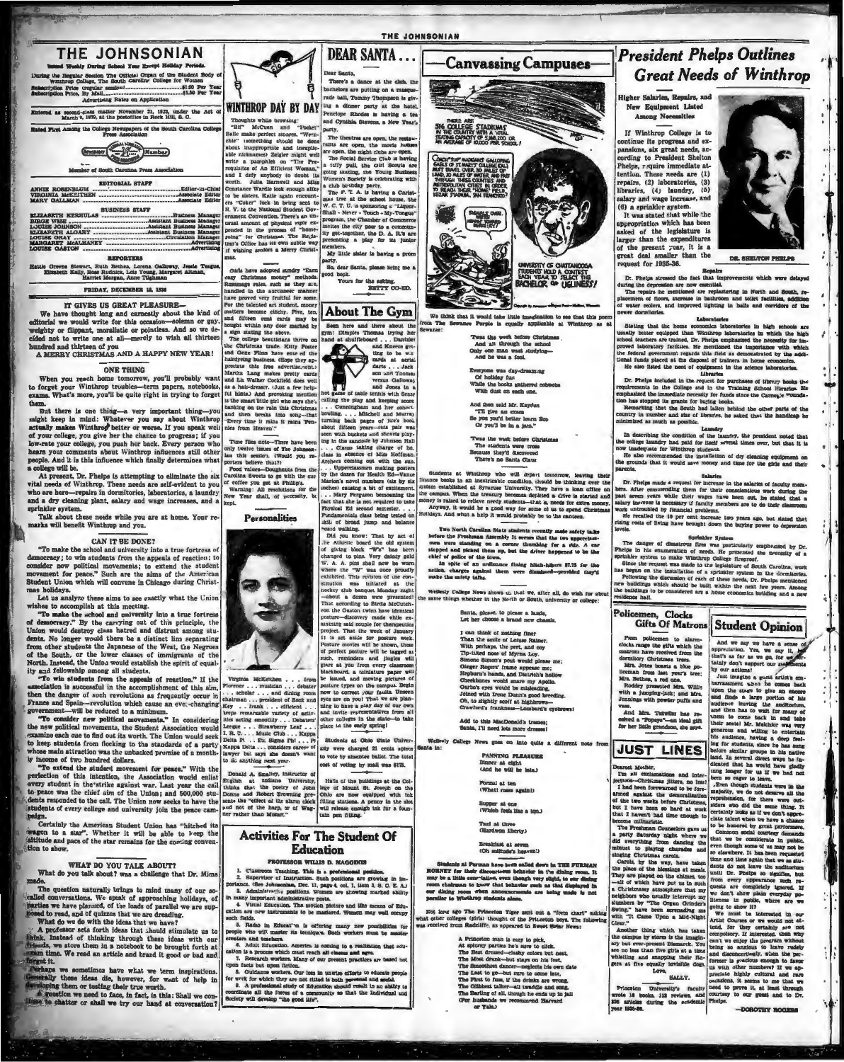# THE JOHNSONIAN

Issued Weekly During School Year Except Holiday Periods.

During the Regular Session The Official Organ of the Student Body of Winthrop College, The South Carolina College for Women

Subscription Price (regular session)........................$1.00 Per Year
Subscription Price, By Mail..........................................$1.50 Per Year

Advertising Rates on Application

Entered as second-class matter November 21, 1923, under the Act of March 3, 1879, at the postoffice in Rock Hill, S. C.

Rated First Among the College Newspapers of the South Carolina College Press Association

Member of South Carolina Press Association

### EDITORIAL STAFF

ANNIE ROSENBLUM ........................................ Editor-in-Chief
VIRGINIA McKEITHEN ........................................ Associate Editor
MARY GALLMAN ........................................ Associate Editor

### BUSINESS STAFF

ELIZABETH KERHULAS ........................................ Business Manager
BIRGIE WISE ........................................ Assistant Business Manager
LOUISE JOHNSON ........................................ Assistant Business Manager
ELIZABETH ALGARY ........................................ Assistant Business Manager
LOUISE GRAY ........................................ Circulation Manager
MARGARET McALHANEY ........................................ Advertising
LOUISE GASTON ........................................ Advertising

### REPORTERS

Hattie Greene Stewart, Ruth Bethea, Lorena Galloway, Jessie Teague, Elizabeth Kelly, Rose Rudnick, Lois Young, Margaret Altman, Harriet Morgan, Anne Tilghman

FRIDAY, DECEMBER 18, 1936

## IT GIVES US GREAT PLEASURE—

We have thought long and earnestly about the kind of editorial we would write for this occasion—solemn or gay, weighty or flippant, moralistic or pointless. And so we decided not to write one at all—merely to wish all thirteen hundred and thirteen of you

A MERRY CHRISTMAS AND A HAPPY NEW YEAR!

## ONE THING

When you reach home tomorrow, you'll probably want to forget your Winthrop troubles—term papers, notebooks, exams. What's more, you'll be quite right in trying to forget them.

But there is one thing—a very important thing—you might keep in mind: Whatever you say about Winthrop actually makes Winthrop better or worse. If you speak well of your college, you give her the chance to progress; if you low-rate your college, you push her back. Every person who hears your comments about Winthrop influences still other people. And it is this influence which finally determines what a college will be.

At present, Dr. Phelps is attempting to eliminate the six vital needs of Winthrop. These needs are self-evident to you who are here—repairs in dormitories, laboratories, a laundry and a dry cleaning plant, salary and wage increases, and a sprinkler system.

Talk about these needs while you are at home. Your remarks will benefit Winthrop and you.

## CAN IT BE DONE?

"To make the school and university into a true fortress of democracy; to win students from the appeals of reaction; to consider new political movements; to extend the student movement for peace." Such are the aims of the American Student Union which will convene in Chicago during Christmas holidays.

Let us analyze these aims to see exactly what the Union wishes to accomplish at this meeting.

"To make the school and university into a true fortress of democracy." By the carrying out of this principle, the Union would destroy class hatred and distrust among students. No longer would there be a distinct line separating from other students the Japanese of the West, the Negroes of the South, or the lower classes of immigrants of the North. Instead, the Union would establish the spirit of equality and fellowship among all students.

"To win students from the appeals of reaction." If the association is successful in the accomplishment of this aim, then the danger of such revolutions as frequently occur in France and Spain—revolution which cause an ever-changing government—will be reduced to a minimum.

"To consider new political movements." In considering the new political movements, the Student Association would examine each one to find out its worth. The Union would seek to keep students from flocking to the standards of a party whose main attraction was the unbacked promise of a monthly income of two hundred dollars.

"To extend the student movement for peace." With the perfection of this intention, the Association would enlist every student in the strike against war. Last year the call to peace was the chief aim of the Union; and 500,000 students responded to the call. The Union now seeks to have the students of every college and university join the peace campaign.

Certainly the American Student Union has "hitched its wagon to a star". Whether it will be able to keep the altitude and pace of the star remains for the coming convention to show.

## WHAT DO YOU TALK ABOUT?

What do you talk about? was a challenge that Dr. Mims made.

The question naturally brings to mind many of our so-called conversations. We speak of approaching holidays, of parties we have planned, of the loads of parallel we are supposed to read, and of quizzes that we are dreading.

What do we do with the ideas that we have?

A professor sets forth ideas that should stimulate us to think. Instead of thinking through these ideas with our friends, we store them in a notebook to be brought forth at exam time. We read an article and brand it good or bad and forget it.

Perhaps we sometimes have what we term inspirations. Generally these ideas die, however, for want of help in developing them or testing their true worth.

The question we need to face, in fact, is this: Shall we continue to chatter or shall we try our hand at conversation?

## WINTHROP DAY BY DAY

Thoughts while browsing:

"Bill" McCurry and "Peekie" Balle make perfect stooges. "Wenzie" (something should be done about inappropriate and inexplicable nicknames) Zeigler might well write a pamphlet on "The Prerequisites of An Efficient Woman," and I defy anybody to doubt its worth. Julia Barnwell and Miss Constance Wardle look enough alike to be sisters. Katie again encounters "Coker" luck in being sent to N. Y. to the National Student Government Convention. There's an unusual amount of physical vigor expended in the process of "homegoing" for Christmas. The Registrar's Office has its own subtle way of wishing seniors a Merry Christmas.

Girls have adopted sundry "Earn easy Christmas money" methods. Rummage sales, such as they are, handled in the auctioneer manner have proved very fruitful for some. For the talented art student, money matters become cinchy. Five, ten, and fifteen cent cards may be bought within any door marked by a sign stating the above.

The college beauticians thrive on the Christmas trade. Kitty Foster and Gene Flinn have annexed the hairdrying business. (Hope they appreciate this free advertisement.) Martha Lang makes pretty cards and Lil Walter Cockfield does well as a hair-dresser. (Just a few helpful hints.) And provoking mention is the smart little girl who says she's banking on the rain this Christmas and then breaks into song—that "Every time it rains it rains 'Pennies from Heaven'."

Time flies note—There have been only twelve issues of The Johnsonian this session. (Would you reporters believe that?)

Food values—Doughnuts from the Carolina Sweets to go with the cup of coffee you get at Phillips.

Warning: All resolutions for the New Year shall, of necessity, be kept.

## Personalities

Virginia McKeithen . . . from Florence . . . musician . . . debater . . . scholar . . . and doing room chairman . . . president of Book and Key . . . frank . . . efficient . . . more remarkable variety of activities acting smoothly . . . Debaters' League . . . Strawberry Leaf . . . I. R. C. . . . Music Club . . . Kappa Delta Pi . . . Eu. Sigma Phi . . . Pi Kappa Delta . . . considers career of lawyer but says she doesn't want to do anything next year.

Donald A. Smalley, instructor of English at Indiana University, thinks that the poetry of John Donne and Robert Browning presents the "effect of the storm clock and not of the harp, or of Wagner rather than Mozart."

# DEAR SANTA . . .

Dear Santa,

There's a dance at the club, the bachelors are putting on a masquerade ball, Tommy Thompson is giving a dinner party at the hotel, Penelope Rhodes is having a tea and Cynthia Stevens, a New Year's party.

The theatres are open, the restaurants are open, the movie houses are open, the night clubs are open.

The Social Service Club is having a taffy pull, the Girl Scouts are going skating, the Young Business Women's Society is celebrating with a club birthday party.

The P. T. A. is having a Christmas tree at the school house, the W. C. T. U. is sponsoring a "Liquor-Shall - Never - Touch - My-Tongue" program, the Chamber of Commerce invites the city poor to a community get-together, the D. A. R.'s are presenting a play for its junior members.

My little sister is having a prom party.

So, dear Santa, please bring me a good book.

Yours for the asking,
BETTY CO-ED.

## About The Gym

Seen here and there about the gym: Dimples Thomas trying her hand at shuffleboard . . . Danzler and Knesce getting to be wizards at aerial darts . . . Jack son and Thomas versus Galloway and Jones in a hot game of table tennis with Sease calling the play and keeping score . . . Cunningham and her cohort, Ayrling . . . Mitchell and Murray turning back pages of Joe's book about fifteen years—this pair was seen with buckets and shovels playing in the sandpile by Johnson Hall . . . Clauss taking charge of Bs. class in absence of Miss Hoffman . . . Archers coming out with the sun . . . Upperclassmen making posters by the dozen for Health Ed—Vance Marion's novel numbers (six by six inches) causing a bit of excitement . . . Mary Ferguson bemoaning the fact that she is not required to take Physical Ed second semester . . . Fundamentals class being tested on skill of broad jump and balance board walking.

Did you know: That by act of the athletic board the old system of giving block "W's" has been changed to pins. Very dainty gold W. A. A. pins shall now be worn where the "W" was once proudly exhibited. This revision of the constitution was initiated at the hockey club banquet Monday night—about a dozen were presented! That according to Birdie McCutcheon the Gaston twins have identical posture—discovery made while examining said couple for therapeutics project. That the week of January 11 is set aside for posture week. Posture movies will be shown, those of perfect posture will be tagged as such, reminders and jingles will glare at you from every classroom blackboard, a miniature paper will be issued, and moving pictures of posture types on the campus. Begin now to correct your faults. Unseen eyes are on you! That we are planning to have a play day of our own and invite representatives from all other colleges in the state—to take place in the early spring!

Students at Ohio State University were charged 21 cents apiece to vote by absentee ballot. The total cost of voting by mail was $175.

Halls of the buildings at the College of Mount St. Joseph on the Ohio are now equipped with ink filling stations. A penny in the slot will release enough ink for a fountain pen filling.

## Activities For The Student Of Education

PROFESSOR WILLIS D. MAGGINIS

1. Classroom Teaching. This is a professional position.
2. Supervisor of Instruction. Such positions are growing in importance. (See Johnsonian, Dec. 11, page 4, col. 1, item 3, S. C. E. A.)
3. Administrative positions. Women are showing marked ability in many important administrative posts.
4. Visual Education. The motion picture and like means of Education are new instruments to be mastered. Women may well occupy such fields.
5. Radio in Education is offering many new possibilities for people who will master its technique. Such workers must be master creators and teachers.
6. Adult Education. America is coming to a realization that education is a process which must reach all classes and ages.
7. Research workers. Many of our present practices are based not upon facts but upon fiction.
8. Guidance workers. Our loss in untold efforts to educate people for work for which they are not fitted is both personal and social.
9. A professional study of Education should result in an ability to coordinate all the forces of a community so that the individual and society will develop "the good life".

# —Canvassing Campuses—

THERE ARE 516 COLLEGE STADIUMS IN THE COUNTRY WITH A TOTAL SEATING CAPACITY OF 5,366,200 OR AN AVERAGE OF 10,400 PER SCHOOL!

COACH "SUF" MADIGAN'S GALLOPING GAELS OF ST. MARY'S COLLEGE (CAL.) MUST TRAVEL OVER 50 MILES OF LAND, 30 MILES OF WATER AND PASS THROUGH THREE COUNTIES AND METROPOLITAN CITIES IN ORDER TO REACH THEIR "HOME" FIELD, KEZAR STADIUM, SAN FRANCISCO!

UNIVERSITY OF CHATTANOOGA STUDENTS HOLD A CONTEST EACH YEAR TO SELECT THE BACHELOR OF UGLINESS!

We think that it would take little imagination to see that this poem from The Sewanee Purple is equally applicable at Winthrop as at Sewanee:

'Twas the week before Christmas
And all through the school
Only one man was studying—
And he was a fool.

Everyone was day-dreaming
Of holiday fun
While the books gathered cobwebs
With dust on each one.

And then said Mr. Kayden
"I'll give an exam
So you you'd better learn Zoo
Or you'll be in a jam."

'Twas the week before Christmas
The students were cross
Because they'd discovered
There's no Santa Claus

Students at Winthrop who will depart tomorrow, leaving their finance books in an inextricable condition, should be thinking over the system established at Syracuse University. They have a loan office on the campus. When the treasury becomes depleted a drive is started and money is raised to relieve needy students—that is, needs for extra money.

Anyway, it would be a good way for some of us to spend Christmas Holidays. And what a help it would probably be to the canteen.

Two North Carolina State students recently made safety talks before the Freshman Assembly. It seems that the two upperclassmen were standing on a corner thumbing for a ride. A car stopped and picked them up, but the driver happened to be the chief of police of the town.

In spite of an ordinance fining hitch-hikers $7.75 for the action, charges against them were dismissed—provided they'd make the safety talks.

Wellesly College News shows us that we, after all, do wish for about the same things whether in the North or South, university or college:

Santa, please, to please a lassie,
Let her choose a brand new chassis.

I can think of nothing finer
Than the smile of Luise Rainer.
With perhaps, the pert, and coy
Tip-tilted nose of Myrna Loy.
Simone Simon's pout would please me;
Ginger Rogers' frame appease me;
Hepburn's hands, and Dietrich's hollow
Cheekbones would assure my Apollo.
Garbo's eyes would be misleading,
Joined with Irene Dunn's good breeding.
Oh, to slightly scoff at highbrows—
Crawford's frankness—Lombard's eyebrows!

Add to this MacDonald's tresses;
Santa, I'll need lots more dresses!

Wellesly College News goes on into quite a different note from Santa in:

PANNING PLEASURE

Dinner at eight
(And he will be late.)

Formal at ten
(What? roses again!)

Supper at one
(Which feels like a ton.)

Taxi at three
(Hardwon liberty.)

Breakfast at seven
(Oh solitude's heaven!)

Students at Furman have been called down in THE FURMAN HORNET for their discourteous behavior in the dining room. It may be a little overrated, even though very slight, to our dining room chairman to know that behavior such as that displayed in our dining room when announcements are being made is not peculiar to Winthrop students alone.

Not long ago The Princeton Tiger sent out a "form chart" asking what other colleges (girls) thought of the Princeton boys. The following was received from Radcliffe, as appeared in Sweet Briar News:

A Princeton man is easy to pick,
At spinny parties he's sure to click.
The Best dressed—clashy colors but neat,
The First one drunk—but stays on his feet,
The Smoothest dancer—neglects his own date
The Last to go—but sure to come late,
The First to lose, if the drinks are wrong,
The Glibbest talker—all twaddle and song.
The Darling of all, though he ends up in jail
(For husbands we recommend Harvard or Yale.)

# President Phelps Outlines Great Needs of Winthrop

## Higher Salaries, Repairs, and New Equipment Listed Among Necessities

If Winthrop College is to continue its progress and expansions, six great needs, according to President Shelton Phelps, require immediate attention. These needs are (1) repairs, (2) laboratories, (3) libraries, (4) laundry, (5) salary and wage increase, and (6) a sprinkler system.

It was stated that while the appropriation which has been asked of the legislature is larger than the expenditures of the present year, it is a great deal smaller than the request for 1935-36.

DR. SHELTON PHELPS

### Repairs

Dr. Phelps stressed the fact that improvements which were delayed during the depression are now essential.

The repairs he mentioned are replastering in North and South, replacement of floors, increase in bathroom and toilet facilities, addition of water coolers, and improved lighting in halls and corridors of the newer dormitories.

### Laboratories

Stating that the home economics laboratories in high schools are usually better equipped than Winthrop laboratories in which the high school teachers are trained, Dr. Phelps emphasized the necessity for improved laboratory facilities. He mentioned the importance with which the federal government regards this field as demonstrated by the additional funds placed at the disposal of trainers in home economics.

He also listed the need of equipment in the science laboratories.

### Libraries

Dr. Phelps included in the request for purchases of library books the requirements in the College and in the Training School libraries. He emphasized the immediate necessity for funds since the Carnegie Foundation has stopped its grants for buying books.

Remarking that the South had fallen behind the other parts of the country in number and size of libraries, he asked that the handicap be minimized as much as possible.

### Laundry

In describing the condition of the laundry, the president noted that the college laundry had paid for itself several times over, but that it is now inadequate for Winthrop students.

He also recommended the installation of dry cleaning equipment on the grounds that it would save money and time for the girls and their parents.

### Salaries

Dr. Phelps made a request for increase in the salaries of faculty members. After commending them for their conscientious work during the past seven years while their wages have been cut, he stated that a salary increase is necessary if faculty members are to do their classroom work untroubled by financial problems.

He recalled the 10 per cent increase two years ago, but stated that rising costs of living have brought down the buying power to depression levels.

### Sprinkler System

The danger of disastrous fires was particularly emphasized by Dr. Phelps in his enumeration of needs. He presented the necessity of a sprinkler system to make Winthrop College fireproof.

Since the request was made to the legislature of South Carolina, work has begun on the installation of a sprinkler system in the dormitories. Following the discussion of each of these needs, Dr. Phelps mentioned new buildings which should be built within the next few years. Among the buildings to be considered are a home economics building and a new residence hall.

## Policemen, Clocks Gifts Of Matrons

From policemen to alarm-clocks range the gifts which the matrons have received from the dormitory Christmas trees.

Mrs. Jones boasts a blue policeman from last year's tree; Mrs. Bethea, a red one.

Roddey presented Mrs. Willis with a jumping-jack; and Mrs. Jennings with powder puffs and soap.

And Mrs. Tolwin has received a "Popeye"—an ideal gift for her little grandson, she says.

## JUST LINES

Dearest Mother,

I'm all exclamations and interjections—Christmas jitters, no less! I had been forewarned to be forearmed against the demoralization of the two weeks before Christmas, but I have been so hard at work that I haven't had time enough to become militaristic.

The Freshman Counselors gave us a party Saturday night where we did everything from dancing the minuet to playing charades and singing Christmas carols.

Carols, by the way, have taken the place of the blessing at all meals. They are played on the chimes, too—all of which have put us in such a Christmassy atmosphere that my neighbors who usually interrupt my slumbers by "The Organ Grinder's Swing" have been serenading me with "It Came Upon a Mid-Night Clear."

Another thing which has taken the campus by storm is the imaginary but ever-present Bismarck. You see no less than five girls at a time whistling and snapping their fingers at five equally invisible dogs.

Love,
SALLY.

Princeton University's faculty wrote 15 books, 112 reviews, and 356 articles during the academic year 1935-36.

## Student Opinion

And we say we have a sense of appreciation. Yes, we say it, but that's as far as we go, for we certainly don't support our statements by our actions!

Just imagine a guest artist's embarrassment when he comes back upon the stage to give an encore and finds a large portion of his audience leaving the auditorium, and then has to wait for many of them to come back in and take their seats! Mr. Melchior was very generous and willing to entertain his audience, having a deep feeling for students, since he has sung before similar groups in his native land. In several direct ways he indicated that he would have gladly sung longer for us if we had not been so eager to leave.

Even though students were in the majority, we do not deserve all the reprehension, for there were outsiders who did the same thing. It certainly looks as if we don't appreciate talent when we have a chance to be honored by great performers.

Common social courtesy demands that we be considerate in public, even though some of us may not be so elsewhere. It has been requested time and time again that we as students do not leave the auditorium until Dr. Phelps so signifies, but from every appearance such requests are completely ignored. If we don't show plain everyday politeness in public, where are we going to show it?

We must be interested in our Artist Courses or we would not attend, for they certainly are not compulsory. If interested, then why can't we enjoy the program without being so anxious to leave rudely and discourteously, when the performer is gracious enough to favor us with other numbers? If we appreciate highly cultural and rare occasions, it seems to me that we need to prove it, at least through courtesy to our guest and to Dr. Phelps.

—DOROTHY ROGERS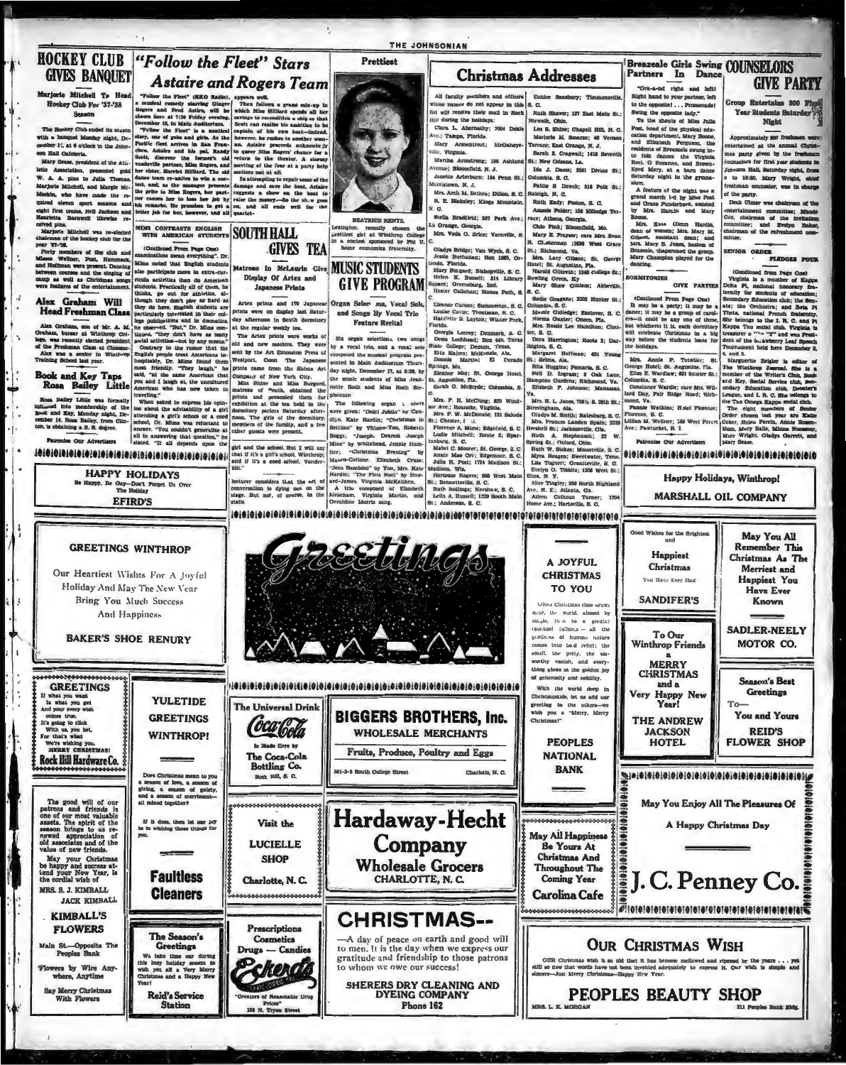# HOCKEY CLUB GIVES BANQUET

**Marjorie Mitchell To Head Hockey Club For '37-'38 Season**

The Hockey Club ended its season with a banquet Monday night, December 13, at 6 o'clock in the Johnson Hall Cafeteria.

Mary Dease, president of the Athletic Association, presented gold W. A. A. pins to Julia Thomas, Marjorie Mitchell, and Margie McMeekin, who have made the required eleven sport seasons and eight first teams. Nell Jackson and Henrietta Barnwell likewise received pins.

Marjorie Mitchell was re-elected chairman of the hockey club for the year '37-'38.

Forty members of the club and Misses Wellner, Post, Hammack, and Hoffman were present. Dancing between courses and the singing of camp as well as Christmas songs were features of the entertainment.

## Alex Graham Will Head Freshman Class

Alex Graham, son of Mr. A. M. Graham, bursar at Winthrop College, was recently elected president of the Freshman Class at Clemson. Alex was a senior in Winthrop Training School last year.

## Book and Key Taps Rosa Bailey Little

Rosa Bailey Little was formally initiated into membership of the Book and Key, Monday night, December 14. Rosa Bailey, from Clinton, is obtaining a B. S. degree.

Patronize Our Advertisers

# "Follow the Fleet" Stars Astaire and Rogers Team

"Follow the Fleet" (RKO Radio), a musical comedy starring Ginger Rogers and Fred Astire, will be shown here at 7:30 Friday evening, December 18, in Main Auditorium.

"Follow the Fleet" is a nautical story, one of gobs and girls. As the Pacific fleet arrives in San Francisco, Astaire and his pal, Randy Scott, discover the former's old vaudeville partner, Miss Rogers, and her sister, Harriet Hilliard. The old dance team re-unites to win a contest, and, as the manager presents the prize to Miss Rogers, her partner causes her to lose her job by his remarks. He promises to get a better job for her, however, and all appears well.

Then follows a grand mix-up in which Miss Hilliard spends all her savings to recondition a ship so that Scott can realize his ambition to be captain of his own boat—instead, however, he rushes to another woman. Astaire proceeds unknowingly to queer Miss Rogers' chance for a return to the theater. A stormy meeting of the four at a party helps matters not at all.

In attempting to repair some of the damage and save the boat, Astaire suggests a show on the boat to raise the money—So the show goes on, and all ends well for the quartet.

## MIMS CONTRASTS ENGLISH WITH AMERICAN STUDENTS

(Continued From Page One)

examinations mean everything". Dr. Mims noted that English students also participate more in extra-curricula activities than do American students. Practically all of them, he thinks, go out for athletics, although they don't play as hard as they do here. English students are particularly interested in their college publications and in dramatics, he observed. "But," Dr. Mims continued, "they don't have as many social activities—not by any means."

Contrary to the rumor that the English people treat Americans inhospitably, Dr. Mims found them most friendly. "They laugh," he said, "at the same American that you and I laugh at, the uncultured American who has now taken to traveling."

When asked to express his opinion about the advisability of a girl attending a girl's school or a coed school, Dr. Mims was reluctant to answer. "You couldn't generalize at all in answering that question," he stated. "It all depends upon the girl and the school. But I will say that if it's a girl's school, Winthrop; and if it's a coed school, Vanderbilt."

lecturer considers that the art of conversation is dying out on the stage. But not, of course, in the stalls.

# SOUTH HALL GIVES TEA

**Matrons In McLaurin Give Display Of Artex and Japanese Prints**

Artex prints and 170 Japanese prints were on display last Saturday afternoon in South dormitory at the regular weekly tea.

The Artex prints were works of old and new masters. They were sent by the Art Extension Press of Westport, Conn. The Japanese prints came from the Shima Art Company of New York City.

Miss Shine and Miss Burgard, matrons of South, obtained the prints and presented them for exhibition at the tea held in the dormitory parlors Saturday afternoon. The girls of the dormitory, members of the faculty, and a few other guests were present.

# Prettiest

BEATRICE RENTZ, Lexington, recently chosen the prettiest girl at Winthrop College in a contest sponsored by Phi U, home economics fraternity.

# MUSIC STUDENTS GIVE PROGRAM

**Organ Selections, Vocal Solo, and Songs By Vocal Trio Feature Recital**

Six organ selections, two songs by a vocal trio, and a vocal solo composed the musical program presented in Main Auditorium Thursday night, December 17, at 6:30, by the music students of Miss Jeannette Roth and Miss Ruth Stephenson.

The following organ numbers were given: "Dulci Jubilo" by Candlyn, Kate Hardin; "Christmas in Settlino" by Yntope-Yon, Roberta Boggs; "Joseph, Dearest Joseph Mine" by Whitehead, Jennie Hamiter; "Christmas Evening" by Mauro-Cottone, Elizabeth Crum; "Jesu Bambino" by Yon, Mrs. Kate Hardin; "The First Noel" by Howard-James, Virginia McKeithen.

A trio composed of Elizabeth Meacham, Virginia Martin, and Geraldine Morris sang.

# Christmas Addresses

All faculty members and officers whose names do not appear in this list will receive their mail in Rock Hill during the holidays:

Clara L. Abernathy; 7004 Dekle Ave.; Tampa, Florida.

Mary Armentrout; McGaheysville, Virginia.

Martha Armstrong; 196 Ashland Avenue; Bloomfield, N. J.

Janette Arterburn; 104 Penn St.; Morristown, N. J.

Mrs. Arch M. Bethea; Dillon, S. C.

R. E. Blakeley; Kings Mountain, N. C.

Stella Bradfield; 307 Park Ave.; La Grange, Georgia.

Mrs. Veda O. Brice; Varnville, S. C.

Gladys Bridge; Van Wyck, S. C.

Jessie Buchanan; Box 1083, Orlando, Florida.

Mary Burgard; Bishopville, S. C.

Helen E. Burnell; 314 Library Square; Greensburg, Ind.

Hester Callahan; Honea Path, S. C.

Eleanor Carson; Summerton, S. C.

Louise Cavin; Troutman, N. C.

Harriette B. Layton; Winter Park, Florida.

Georgia Leroy; Denmark, S. C.

Dona Lockhead; Box 447, Texas State College; Denton, Texas.

Eita Majors; McKenzie, Ala.

Donnie Martin; El Dorado Springs, Mo.

Eleanor May; St. George Hotel, St. Augustine, Fla.

Sarah O. McBryde; Columbia, S. C.

Mrs. F. H. McClung; 820 Windsor Ave.; Roanoke, Virginia.

Mrs. F. W. McDonald; 131 Saluda St.; Chester, S. C.

Florence A. Mims; Edgefield, S. C.

Lucile Mitchell; Route 2; Spartanburg, S. C.

Mabel C. Moorer; St. George, S. C.

Annie Mae Orr; Edgemoor, S. C.

Julia H. Post; 1724 Madison St.; Madison, Wis.

Hortense Rogers; 908 West Main St.; Bennettsville, S. C.

Ruth Rollings; Kershaw, S. C.

Leila A. Russell; 1120 South Main St.; Anderson, S. C.

Eunice Sansbury; Timmonsville, S. C.

Ruth Shaver; 137 East Main St.; Norwalk, Ohio.

Lou S. Shine; Chapell Hill, N. C.

Marjorie M. Sowers; 46 Vernon Terrace; East Orange, N. J.

Sarah E. Cragwall; 1413 Seventh St.; New Orleans, La.

Ida J. Dacus; 2501 Divine St.; Columbia, S. C.

Pattie S. Dowell; 318 Polk St.; Raleigh, N. C.

Ruth Eady; Foston, S. C.

Amanda Felder; 156 Milledge Terrace; Athens, Georgia.

Clio Fink; Bloomfield, Mo.

Mary E. Frayser; care Mrs. Evan R. Chesterman; 1636 West Grace St.; Richmond, Va.

Mrs. Lucy Gibson; St. George Hotel; St. Augustine, Fla.

Harold Gilreath; 1340 College St.; Bowling Green, Ky.

Mary Shaw Gilliam; Abbeville, S. C.

Sadie Goggans; 3303 Hunter St.; Columbia, S. C.

Mamie Gulledge; Eastover, S. C.

Norma Gunter; Oneco, Fla.

Miss Bessie Lee Hamilton; Chester, S. C.

Dora Harrington; Route 3; Darlington, S. C.

Margaret Hoffman; 621 Young St.; Selma, Ala.

Rita Huggins; Pomaria, S. C.

Nell D. Ingram; 8 Oak Lane, Hampton Gardens; Richmond, Va.

Elizabeth F. Johnson; Manassas, Va.

Mrs. H. L. Jones, 708½ S. 28th St.; Birmingham, Ala.

Gladys M. Smith; Batesburg, S. C.

Mrs. Frances Landen Spain; 3329 Hershell St.; Jacksonville, Fla.

Ruth A. Stephenson; 23 W. Spring St.; Oxford, Ohio.

Ruth W. Stokes; Mountville, S. C.

Myra Reagan; Sweetwater, Tenn.

Lila Tolbert; Graniteville, S. C.

Evelyn G. Tibbits; 1206 West St.; Utica, N. Y.

Alice Tingley; 256 North Highland Ave., N. E.; Atlanta, Ga.

Aileen Colhoun Turner; 1704 Home Ave.; Hartsville, S. C.

Mrs. Annie P. Tutwiler; St. George Hotel; St. Augustine, Fla.

Eliza E. Wardlaw; 831 Sumter St.; Columbia, S. C.

Constance Wardle; care Mrs. Willard Day, Fair Ridge Road; Richmond, Va.

Fannie Watkins; Hotel Florence; Florence, S. C.

Lillian M. Wellner; 269 West Forest Ave.; Pawtucket, R. I.

Patronize Our Advertisers

# Breazeale Girls Swing Partners In Dance

"Gra-a-nd right and left! Right hand to your partner, left to the opposite! ... Promenade! Swing the opposite lady."

To the shouts of Miss Julia Post, head of the physical education department, Mary Boone, and Elizabeth Ferguson, the residents of Breazeale swung into folk dances the Virginia Reel, O Susanne, and Brown-Eyed Mary, at a barn dance Saturday night in the gymnasium.

A feature of the night was a grand march led by Miss Post and Grace Funderburk, assisted by Mrs. Harris and Mary Boone.

Mrs. Kate Glenn Hardin, dean of women; Mrs. Mary M. Gibson, assistant dean; and Mrs. Mary B. Jones, hostess of Breazeale, chaperoned the group. Mary Champion played for the dancing.

## DORMITORIES GIVE PARTIES

(Continued From Page One)

It may be a party; it may be a dance; it may be a group of carolers—it could be any one of these, but whichever it is, each dormitory will celebrate Christmas in a big way before the students leave for the holidays.

# COUNSELORS GIVE PARTY

**Group Entertains 300 First Year Students Saturday Night**

Approximately 300 freshmen were entertained at the annual Christmas party given by the freshman counselors for first year students in Johnson Hall, Saturday night, from 8 to 10:30. Mary Wright, chief freshman counselor, was in charge of the party.

Deck Ulmer was chairman of the entertainment committee; Maude Cox, chairman of the invitation committee; and Evelyn Baker, chairman of the refreshment committee.

## SENIOR ORDER PLEDGES FOUR

(Continued from Page One)

Virginia is a member of Kappa Delta Pi, national honorary fraternity for students of education; Secondary Education club; the Senate; the Orchestra; and Beta Pi Theta, national French fraternity. She belongs to the I. R. C. and Pi Kappa Tau social club. Virginia is treasurer of the "Y" and was President of the Strawberry Leaf Speech Tournament held here December 3, 4, and 5.

Marguerite Zeigler is editor of The Winthrop Journal. She is a member of the Writer's Club, Book and Key, Social Service club, Secondary Education club, Debater's League, and I. R. C. She belongs to the Tau Omega Kappa social club.

The eight members of Senior Order chosen last year are Katie Coker, Helen Perrin, Annie Rosenblum, Mary Belle, Minna Nuessner, Mary Wright, Gladys Garrett, and Mary Dease.

---

**HAPPY HOLIDAYS**
Be Happy, Be Gay—Don't Forget Us Over The Holiday
**EFIRD'S**

**Happy Holidays, Winthrop!**
**MARSHALL OIL COMPANY**

**GREETINGS WINTHROP**
Our Heartiest Wishes For A Joyful Holiday And May The New Year Bring You Much Success And Happiness
**BAKER'S SHOE RENURY**

**Greetings**

**A JOYFUL CHRISTMAS TO YOU**
When Christmas time draws near, the world, almost by magic, rises to a greater spiritual fullness — all the goodness of human nature comes into bold relief; the small, the petty, the unworthy vanish, and everything glows in the golden joy of generosity and nobility.
With the world deep in Christmastide, let us add our greeting to the others—we wish you a "Merry, Merry Christmas!"
**PEOPLES NATIONAL BANK**

Good Wishes for the Brightest and **Happiest Christmas** You Have Ever Had
**SANDIFER'S**

May You All Remember This Christmas As The Merriest and Happiest You Have Ever Known
**SADLER-NEELY MOTOR CO.**

**GREETINGS**
If what you want Is what you get And your every wish comes true, It's going to click With us, you bet, For that's what We're wishing you. MERRY CHRISTMAS!
**Rock Hill Hardware Co.**

**YULETIDE GREETINGS WINTHROP!**
Does Christmas mean to you a season of love, a season of giving, a season of gaiety, and a season of merriment—all mixed together?
If it does, then let our joy be in wishing those things for you.
**Faultless Cleaners**

**The Universal Drink**
**Coca-Cola**
Is Made Here by
**The Coca-Cola Bottling Co.**
Rock Hill, S. C.

**BIGGERS BROTHERS, Inc.**
WHOLESALE MERCHANTS
Fruits, Produce, Poultry and Eggs
301-3-5 South College Street — Charlotte, N. C.

To Our Winthrop Friends
**MERRY CHRISTMAS** and a **Very Happy New Year!**
**THE ANDREW JACKSON HOTEL**

**Season's Best Greetings**
To— You and Yours
**REID'S FLOWER SHOP**

The good will of our patrons and friends is one of our most valuable assets. The spirit of the season brings to us renewed appreciation of old associates and of the value of new friends.
May your Christmas be happy and success attend your New Year, is the cordial wish of
MRS. S. J. KIMBALL
JACK KIMBALL
**KIMBALL'S FLOWERS**
Main St.—Opposite The Peoples Bank
Flowers by Wire Anywhere, Anytime
Say Merry Christmas With Flowers

Visit the **LUCIELLE SHOP**
Charlotte, N. C.

**Hardaway-Hecht Company**
**Wholesale Grocers**
CHARLOTTE, N. C.

**May All Happiness Be Yours At Christmas And Throughout The Coming Year**
**Carolina Cafe**

May You Enjoy All The Pleasures Of A Happy Christmas Day
**J. C. Penney Co.**

**The Season's Greetings**
We take time our during this busy holiday season to wish you all a Very Merry Christmas and a Happy New Year!
**Reid's Service Station**

**Prescriptions**
**Cosmetics**
**Drugs — Candies**
**Eckerd's**
"Creators of Reasonable Drug Prices"
128 N. Tryon Street

**CHRISTMAS--**
—A day of peace on earth and good will to men. It is the day when we express our gratitude and friendship to those patrons to whom we owe our success!
**SHERERS DRY CLEANING AND DYEING COMPANY**
Phone 162

**OUR CHRISTMAS WISH**
OUR Christmas wish is so old that it has become mellowed and ripened by the years . . . yet still so new that words have not been invented adequately to express it. Our wish is simple and sincere—Just Merry Christmas—Happy New Year.
**PEOPLES BEAUTY SHOP**
MRS. L. K. MORGAN — 211 Peoples Bank Bldg.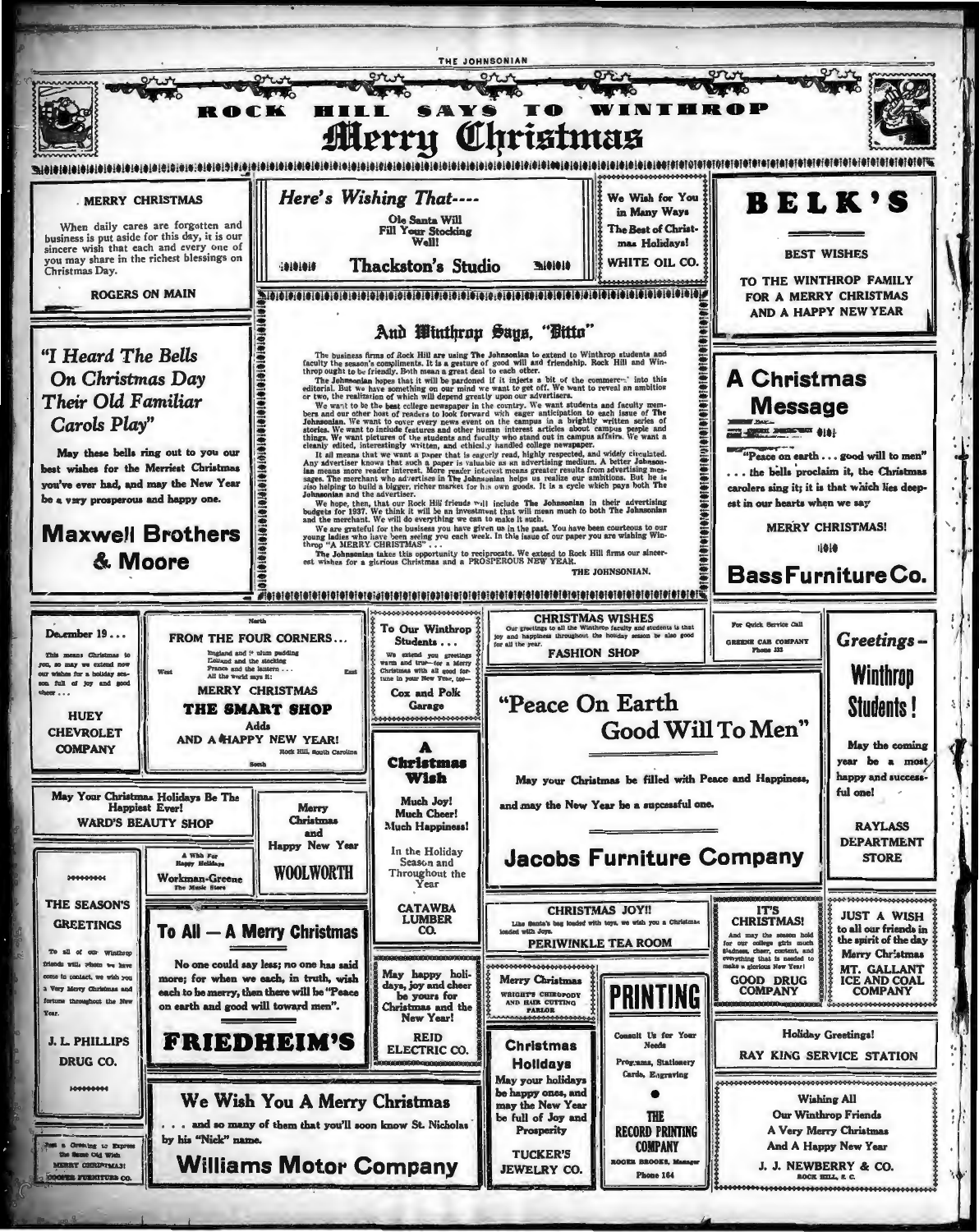# ROCK HILL SAYS TO WINTHROP Merry Christmas

**MERRY CHRISTMAS**

When daily cares are forgotten and business is put aside for this day, it is our sincere wish that each and every one of you may share in the richest blessings on Christmas Day.

**ROGERS ON MAIN**

*Here's Wishing That----*

Ole Santa Will Fill Your Stocking Well!

**Thackston's Studio**

We Wish for You in Many Ways The Best of Christmas Holidays!

**WHITE OIL CO.**

**BELK'S**

BEST WISHES TO THE WINTHROP FAMILY FOR A MERRY CHRISTMAS AND A HAPPY NEW YEAR

*"I Heard The Bells On Christmas Day Their Old Familiar Carols Play"*

May these bells ring out to you our best wishes for the Merriest Christmas you've ever had, and may the New Year be a very prosperous and happy one.

**Maxwell Brothers & Moore**

## And Winthrop Says, "Ditto"

The business firms of Rock Hill are using The Johnsonian to extend to Winthrop students and faculty the season's compliments. It is a gesture of good will and friendship. Rock Hill and Winthrop ought to be friendly. Both mean a great deal to each other.

The Johnsonian hopes that it will be pardoned if it injects a bit of the commercial into this editorial. But we have something on our mind we want to get off. We want to reveal an ambition or two, the realization of which will depend greatly upon our advertisers.

We want to be the best college newspaper in the country. We want students and faculty members and our other host of readers to look forward with eager anticipation to each issue of The Johnsonian. We want to cover every news event on the campus in a brightly written series of stories. We want to include features and other human interest articles about campus people and things. We want pictures of the students and faculty who stand out in campus affairs. We want a cleanly edited, interestingly written, and ethically handled college newspaper.

It all means that we want a paper that is eagerly read, highly respected, and widely circulated. Any advertiser knows that such a paper is valuable as an advertising medium. A better Johnsonian means more reader interest. More reader interest means greater results from advertising messages. The merchant who advertises in The Johnsonian helps us realize our ambitions. But he is also helping to build a bigger, richer market for his own goods. It is a cycle which pays both The Johnsonian and the advertiser.

We hope, then, that our Rock Hill friends will include The Johnsonian in their advertising budgets for 1937. We think it will be an investment that will mean much to both The Johnsonian and the merchant. We will do everything we can to make it such.

We are grateful for the business you have given us in the past. You have been courteous to our young ladies who have been seeing you each week. In this issue of our paper you are wishing Winthrop "A MERRY CHRISTMAS" . . .

The Johnsonian takes this opportunity to reciprocate. We extend to Rock Hill firms our sincerest wishes for a glorious Christmas and a PROSPEROUS NEW YEAR.

THE JOHNSONIAN.

**A Christmas Message**

"Peace on earth . . . good will to men" . . . the bells proclaim it, the Christmas carolers sing it; it is that which lies deepest in our hearts when we say

MERRY CHRISTMAS!

**Bass Furniture Co.**

December 19 . . .

This means Christmas to you, so may we extend now our wishes for a holiday season full of joy and good cheer . . .

**HUEY CHEVROLET COMPANY**

North

FROM THE FOUR CORNERS . . .

West — England and it's plum pudding, Holland and the stocking, France and the lantern . . . All the world says it: — East

MERRY CHRISTMAS

**THE SMART SHOP**

Adds

AND A HAPPY NEW YEAR!

Rock Hill, South Carolina

South

To Our Winthrop Students . . .

We extend you greetings warm and true—for a Merry Christmas with all good fortune in your New Year, too—

**Cox and Polk Garage**

**CHRISTMAS WISHES**

Our greetings to all the Winthrop faculty and students is that joy and happiness throughout the holiday season be also good for all the year.

**FASHION SHOP**

For Quick Service Call

**GREENE CAB COMPANY**

Phone 333

*Greetings —*

**Winthrop Students!**

May the coming year be a most happy and successful one!

**RAYLASS DEPARTMENT STORE**

May Your Christmas Holidays Be The Happiest Ever!

**WARD'S BEAUTY SHOP**

Merry Christmas and Happy New Year

**WOOLWORTH**

A Wish For Happy Holidays

**Workman-Greene**

The Music Store

**A Christmas Wish**

Much Joy! Much Cheer! Much Happiness!

In the Holiday Season and Throughout the Year

**CATAWBA LUMBER CO.**

## "Peace On Earth Good Will To Men"

May your Christmas be filled with Peace and Happiness, and may the New Year be a successful one.

**Jacobs Furniture Company**

THE SEASON'S GREETINGS

To all of our Winthrop friends with whom we have come in contact, we wish you a Very Merry Christmas and fortune throughout the New Year.

**J. L. PHILLIPS DRUG CO.**

**To All — A Merry Christmas**

No one could say less; no one has said more; for when we each, in truth, wish each to be merry, then there will be "Peace on earth and good will toward men".

**FRIEDHEIM'S**

May happy holidays, joy and cheer be yours for Christmas and the New Year!

**REID ELECTRIC CO.**

**CHRISTMAS JOY!!**

Like Santa's bag loaded with toys, we wish you a Christmas loaded with Joys.

**PERIWINKLE TEA ROOM**

IT'S CHRISTMAS!

And may the season hold for our college girls much gladness, cheer, content, and everything that is needed to make a glorious New Year!

**GOOD DRUG COMPANY**

JUST A WISH to all our friends in the spirit of the day Merry Christmas

**MT. GALLANT ICE AND COAL COMPANY**

Merry Christmas

WRIGHT'S CHIROPODY AND HAIR CUTTING PARLOR

**Christmas Holidays**

May your holidays be happy ones, and may the New Year be full of Joy and Prosperity

**TUCKER'S JEWELRY CO.**

**PRINTING**

Consult Us for Your Needs

Programs, Stationery Cards, Engraving

**THE RECORD PRINTING COMPANY**

ROGER BROOKS, Manager

Phone 164

Holiday Greetings!

**RAY KING SERVICE STATION**

**We Wish You A Merry Christmas**

. . . and so many of them that you'll soon know St. Nicholas by his "Nick" name.

**Williams Motor Company**

Wishing All Our Winthrop Friends A Very Merry Christmas And A Happy New Year

**J. J. NEWBERRY & CO.**

ROCK HILL, S. C.

Just a Greeting to Express the Same Old Wish MERRY CHRISTMAS!

**COOPER FURNITURE CO.**